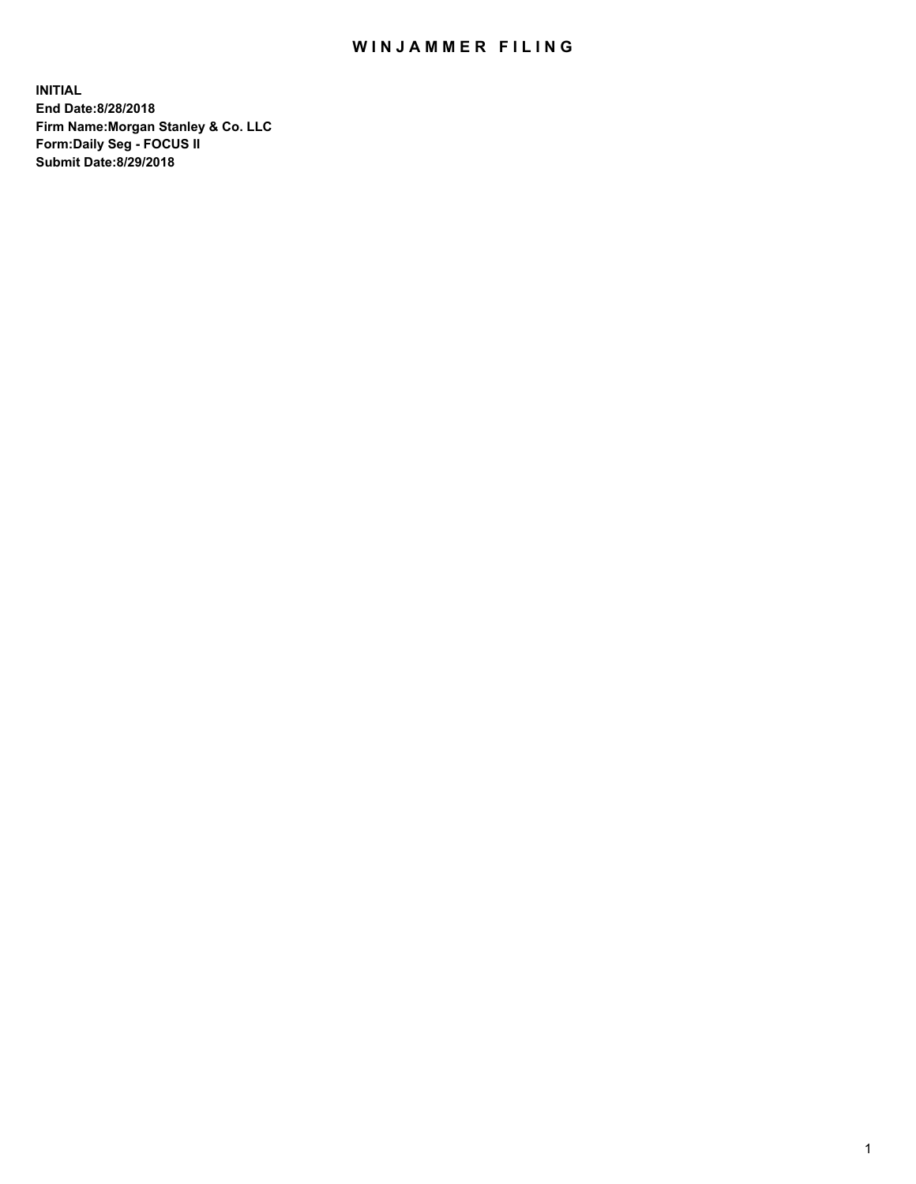# WINJAMMER FILING

**INITIAL**
**End Date:8/28/2018**
**Firm Name:Morgan Stanley & Co. LLC**
**Form:Daily Seg - FOCUS II**
**Submit Date:8/29/2018**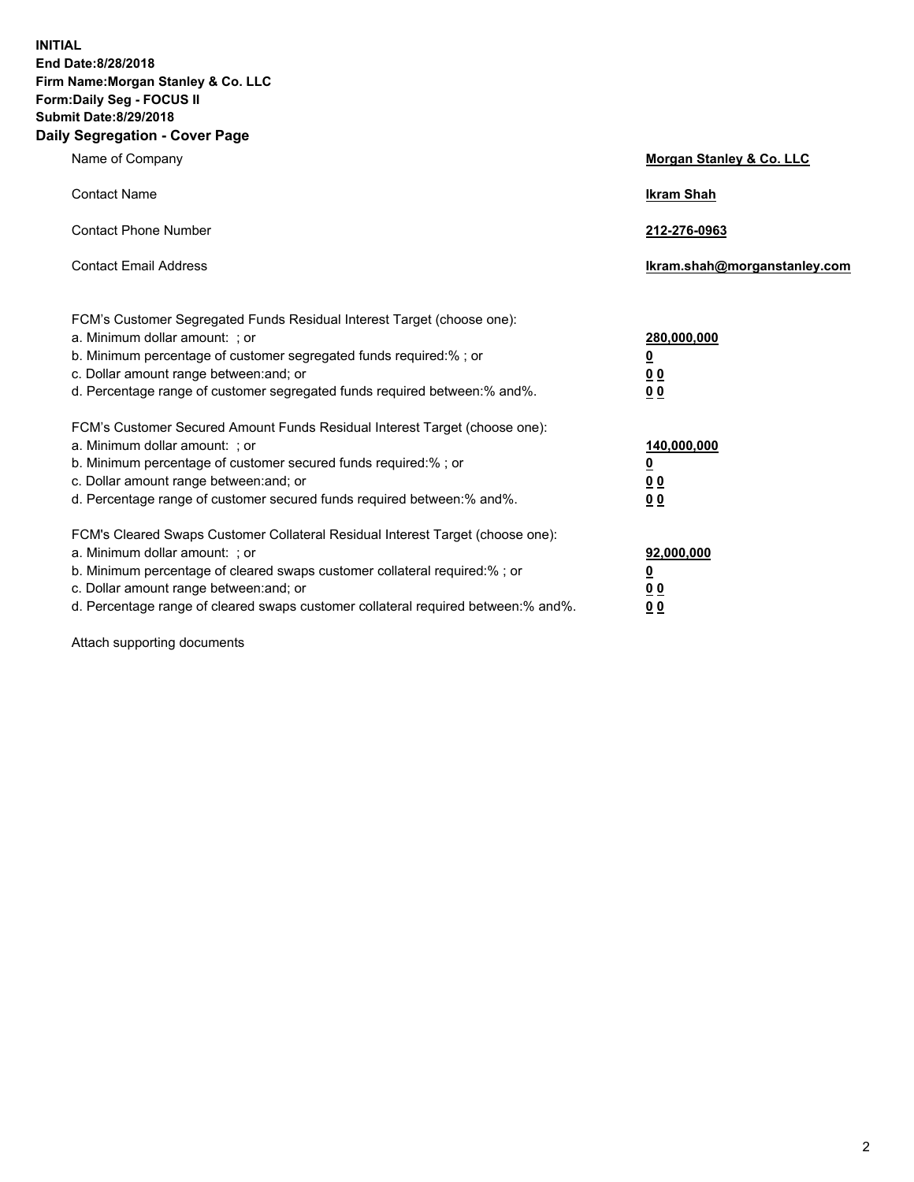**INITIAL**
**End Date:8/28/2018**
**Firm Name:Morgan Stanley & Co. LLC**
**Form:Daily Seg - FOCUS II**
**Submit Date:8/29/2018**

## Daily Segregation - Cover Page

| | |
|---|---|
| Name of Company | **Morgan Stanley & Co. LLC** |
| Contact Name | **Ikram Shah** |
| Contact Phone Number | **212-276-0963** |
| Contact Email Address | **Ikram.shah@morganstanley.com** |

| | |
|---|---|
| FCM's Customer Segregated Funds Residual Interest Target (choose one): | |
| a. Minimum dollar amount: ; or | **280,000,000** |
| b. Minimum percentage of customer segregated funds required:% ; or | **0** |
| c. Dollar amount range between:and; or | **0 0** |
| d. Percentage range of customer segregated funds required between:% and%. | **0 0** |
| FCM's Customer Secured Amount Funds Residual Interest Target (choose one): | |
| a. Minimum dollar amount: ; or | **140,000,000** |
| b. Minimum percentage of customer secured funds required:% ; or | **0** |
| c. Dollar amount range between:and; or | **0 0** |
| d. Percentage range of customer secured funds required between:% and%. | **0 0** |
| FCM's Cleared Swaps Customer Collateral Residual Interest Target (choose one): | |
| a. Minimum dollar amount: ; or | **92,000,000** |
| b. Minimum percentage of cleared swaps customer collateral required:% ; or | **0** |
| c. Dollar amount range between:and; or | **0 0** |
| d. Percentage range of cleared swaps customer collateral required between:% and%. | **0 0** |

Attach supporting documents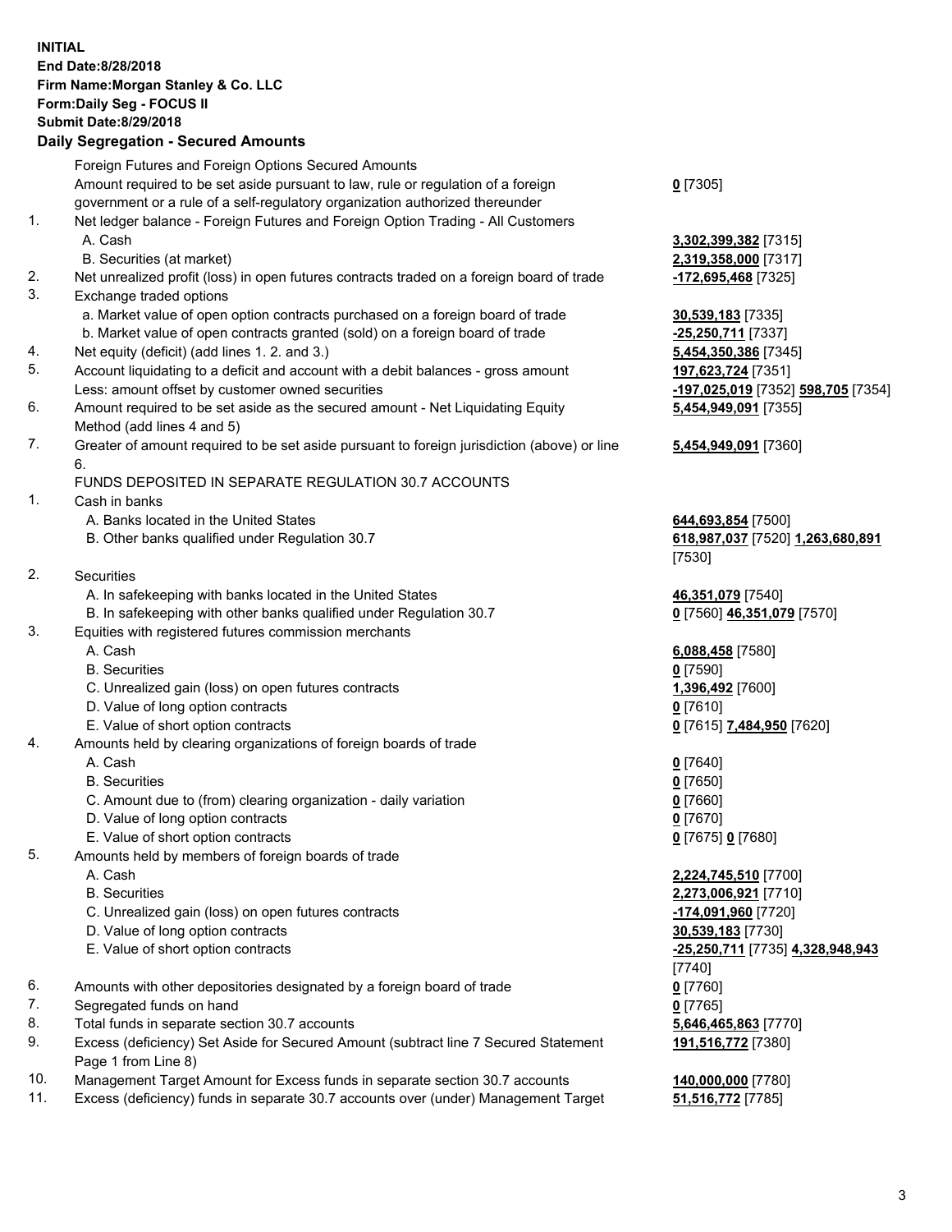**INITIAL**
**End Date:8/28/2018**
**Firm Name:Morgan Stanley & Co. LLC**
**Form:Daily Seg - FOCUS II**
**Submit Date:8/29/2018**

## Daily Segregation - Secured Amounts

| | | |
|---|---|---|
| | Foreign Futures and Foreign Options Secured Amounts | |
| | Amount required to be set aside pursuant to law, rule or regulation of a foreign government or a rule of a self-regulatory organization authorized thereunder | **0** [7305] |
| 1. | Net ledger balance - Foreign Futures and Foreign Option Trading - All Customers | |
| | A. Cash | **3,302,399,382** [7315] |
| | B. Securities (at market) | **2,319,358,000** [7317] |
| 2. | Net unrealized profit (loss) in open futures contracts traded on a foreign board of trade | **-172,695,468** [7325] |
| 3. | Exchange traded options | |
| | a. Market value of open option contracts purchased on a foreign board of trade | **30,539,183** [7335] |
| | b. Market value of open contracts granted (sold) on a foreign board of trade | **-25,250,711** [7337] |
| 4. | Net equity (deficit) (add lines 1. 2. and 3.) | **5,454,350,386** [7345] |
| 5. | Account liquidating to a deficit and account with a debit balances - gross amount | **197,623,724** [7351] |
| | Less: amount offset by customer owned securities | **-197,025,019** [7352] **598,705** [7354] |
| 6. | Amount required to be set aside as the secured amount - Net Liquidating Equity Method (add lines 4 and 5) | **5,454,949,091** [7355] |
| 7. | Greater of amount required to be set aside pursuant to foreign jurisdiction (above) or line 6. | **5,454,949,091** [7360] |
| | FUNDS DEPOSITED IN SEPARATE REGULATION 30.7 ACCOUNTS | |
| 1. | Cash in banks | |
| | A. Banks located in the United States | **644,693,854** [7500] |
| | B. Other banks qualified under Regulation 30.7 | **618,987,037** [7520] **1,263,680,891** [7530] |
| 2. | Securities | |
| | A. In safekeeping with banks located in the United States | **46,351,079** [7540] |
| | B. In safekeeping with other banks qualified under Regulation 30.7 | **0** [7560] **46,351,079** [7570] |
| 3. | Equities with registered futures commission merchants | |
| | A. Cash | **6,088,458** [7580] |
| | B. Securities | **0** [7590] |
| | C. Unrealized gain (loss) on open futures contracts | **1,396,492** [7600] |
| | D. Value of long option contracts | **0** [7610] |
| | E. Value of short option contracts | **0** [7615] **7,484,950** [7620] |
| 4. | Amounts held by clearing organizations of foreign boards of trade | |
| | A. Cash | **0** [7640] |
| | B. Securities | **0** [7650] |
| | C. Amount due to (from) clearing organization - daily variation | **0** [7660] |
| | D. Value of long option contracts | **0** [7670] |
| | E. Value of short option contracts | **0** [7675] **0** [7680] |
| 5. | Amounts held by members of foreign boards of trade | |
| | A. Cash | **2,224,745,510** [7700] |
| | B. Securities | **2,273,006,921** [7710] |
| | C. Unrealized gain (loss) on open futures contracts | **-174,091,960** [7720] |
| | D. Value of long option contracts | **30,539,183** [7730] |
| | E. Value of short option contracts | **-25,250,711** [7735] **4,328,948,943** [7740] |
| 6. | Amounts with other depositories designated by a foreign board of trade | **0** [7760] |
| 7. | Segregated funds on hand | **0** [7765] |
| 8. | Total funds in separate section 30.7 accounts | **5,646,465,863** [7770] |
| 9. | Excess (deficiency) Set Aside for Secured Amount (subtract line 7 Secured Statement Page 1 from Line 8) | **191,516,772** [7380] |
| 10. | Management Target Amount for Excess funds in separate section 30.7 accounts | **140,000,000** [7780] |
| 11. | Excess (deficiency) funds in separate 30.7 accounts over (under) Management Target | **51,516,772** [7785] |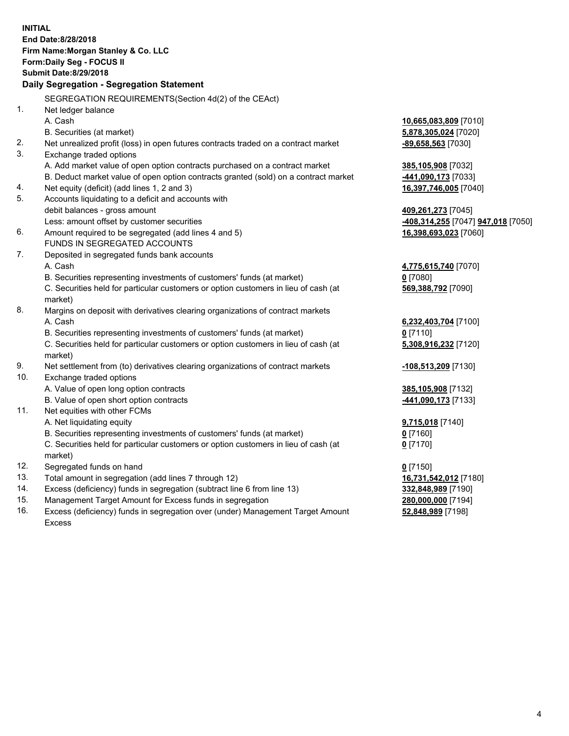**INITIAL**
**End Date:8/28/2018**
**Firm Name:Morgan Stanley & Co. LLC**
**Form:Daily Seg - FOCUS II**
**Submit Date:8/29/2018**

## Daily Segregation - Segregation Statement

SEGREGATION REQUIREMENTS(Section 4d(2) of the CEAct)

| | | |
|---|---|---|
| 1. | Net ledger balance | |
| | A. Cash | **10,665,083,809** [7010] |
| | B. Securities (at market) | **5,878,305,024** [7020] |
| 2. | Net unrealized profit (loss) in open futures contracts traded on a contract market | **-89,658,563** [7030] |
| 3. | Exchange traded options | |
| | A. Add market value of open option contracts purchased on a contract market | **385,105,908** [7032] |
| | B. Deduct market value of open option contracts granted (sold) on a contract market | **-441,090,173** [7033] |
| 4. | Net equity (deficit) (add lines 1, 2 and 3) | **16,397,746,005** [7040] |
| 5. | Accounts liquidating to a deficit and accounts with | |
| | debit balances - gross amount | **409,261,273** [7045] |
| | Less: amount offset by customer securities | **-408,314,255** [7047] **947,018** [7050] |
| 6. | Amount required to be segregated (add lines 4 and 5) | **16,398,693,023** [7060] |
| | FUNDS IN SEGREGATED ACCOUNTS | |
| 7. | Deposited in segregated funds bank accounts | |
| | A. Cash | **4,775,615,740** [7070] |
| | B. Securities representing investments of customers' funds (at market) | **0** [7080] |
| | C. Securities held for particular customers or option customers in lieu of cash (at market) | **569,388,792** [7090] |
| 8. | Margins on deposit with derivatives clearing organizations of contract markets | |
| | A. Cash | **6,232,403,704** [7100] |
| | B. Securities representing investments of customers' funds (at market) | **0** [7110] |
| | C. Securities held for particular customers or option customers in lieu of cash (at market) | **5,308,916,232** [7120] |
| 9. | Net settlement from (to) derivatives clearing organizations of contract markets | **-108,513,209** [7130] |
| 10. | Exchange traded options | |
| | A. Value of open long option contracts | **385,105,908** [7132] |
| | B. Value of open short option contracts | **-441,090,173** [7133] |
| 11. | Net equities with other FCMs | |
| | A. Net liquidating equity | **9,715,018** [7140] |
| | B. Securities representing investments of customers' funds (at market) | **0** [7160] |
| | C. Securities held for particular customers or option customers in lieu of cash (at market) | **0** [7170] |
| 12. | Segregated funds on hand | **0** [7150] |
| 13. | Total amount in segregation (add lines 7 through 12) | **16,731,542,012** [7180] |
| 14. | Excess (deficiency) funds in segregation (subtract line 6 from line 13) | **332,848,989** [7190] |
| 15. | Management Target Amount for Excess funds in segregation | **280,000,000** [7194] |
| 16. | Excess (deficiency) funds in segregation over (under) Management Target Amount Excess | **52,848,989** [7198] |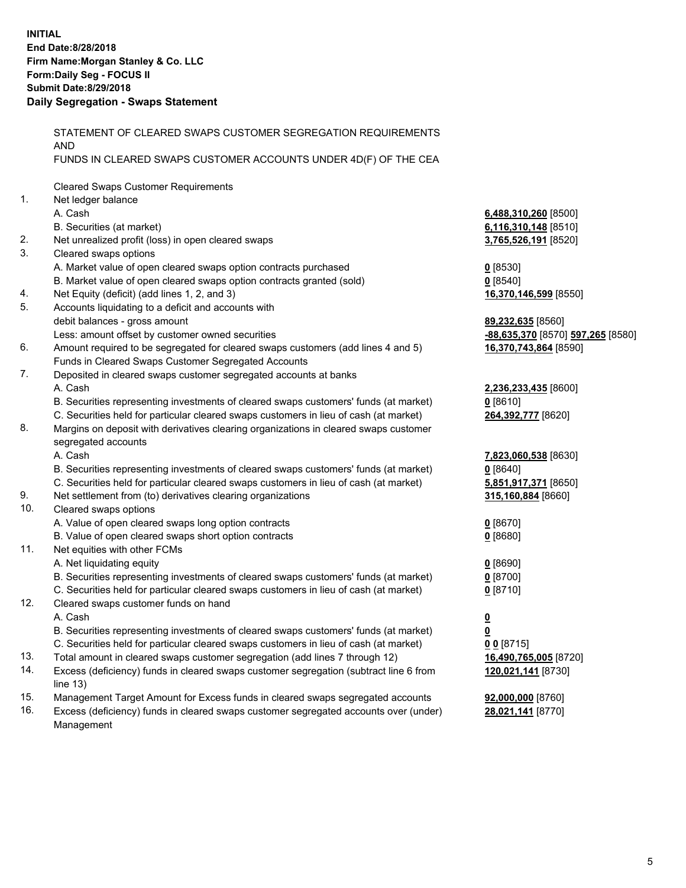**INITIAL**
**End Date:8/28/2018**
**Firm Name:Morgan Stanley & Co. LLC**
**Form:Daily Seg - FOCUS II**
**Submit Date:8/29/2018**
**Daily Segregation - Swaps Statement**

STATEMENT OF CLEARED SWAPS CUSTOMER SEGREGATION REQUIREMENTS AND FUNDS IN CLEARED SWAPS CUSTOMER ACCOUNTS UNDER 4D(F) OF THE CEA

| | | |
|---|---|---|
| | Cleared Swaps Customer Requirements | |
| 1. | Net ledger balance | |
| | A. Cash | 6,488,310,260 [8500] |
| | B. Securities (at market) | 6,116,310,148 [8510] |
| 2. | Net unrealized profit (loss) in open cleared swaps | 3,765,526,191 [8520] |
| 3. | Cleared swaps options | |
| | A. Market value of open cleared swaps option contracts purchased | 0 [8530] |
| | B. Market value of open cleared swaps option contracts granted (sold) | 0 [8540] |
| 4. | Net Equity (deficit) (add lines 1, 2, and 3) | 16,370,146,599 [8550] |
| 5. | Accounts liquidating to a deficit and accounts with debit balances - gross amount | 89,232,635 [8560] |
| | Less: amount offset by customer owned securities | -88,635,370 [8570] 597,265 [8580] |
| 6. | Amount required to be segregated for cleared swaps customers (add lines 4 and 5) | 16,370,743,864 [8590] |
| | Funds in Cleared Swaps Customer Segregated Accounts | |
| 7. | Deposited in cleared swaps customer segregated accounts at banks | |
| | A. Cash | 2,236,233,435 [8600] |
| | B. Securities representing investments of cleared swaps customers' funds (at market) | 0 [8610] |
| | C. Securities held for particular cleared swaps customers in lieu of cash (at market) | 264,392,777 [8620] |
| 8. | Margins on deposit with derivatives clearing organizations in cleared swaps customer segregated accounts | |
| | A. Cash | 7,823,060,538 [8630] |
| | B. Securities representing investments of cleared swaps customers' funds (at market) | 0 [8640] |
| | C. Securities held for particular cleared swaps customers in lieu of cash (at market) | 5,851,917,371 [8650] |
| 9. | Net settlement from (to) derivatives clearing organizations | 315,160,884 [8660] |
| 10. | Cleared swaps options | |
| | A. Value of open cleared swaps long option contracts | 0 [8670] |
| | B. Value of open cleared swaps short option contracts | 0 [8680] |
| 11. | Net equities with other FCMs | |
| | A. Net liquidating equity | 0 [8690] |
| | B. Securities representing investments of cleared swaps customers' funds (at market) | 0 [8700] |
| | C. Securities held for particular cleared swaps customers in lieu of cash (at market) | 0 [8710] |
| 12. | Cleared swaps customer funds on hand | |
| | A. Cash | 0 |
| | B. Securities representing investments of cleared swaps customers' funds (at market) | 0 |
| | C. Securities held for particular cleared swaps customers in lieu of cash (at market) | 0 0 [8715] |
| 13. | Total amount in cleared swaps customer segregation (add lines 7 through 12) | 16,490,765,005 [8720] |
| 14. | Excess (deficiency) funds in cleared swaps customer segregation (subtract line 6 from line 13) | 120,021,141 [8730] |
| 15. | Management Target Amount for Excess funds in cleared swaps segregated accounts | 92,000,000 [8760] |
| 16. | Excess (deficiency) funds in cleared swaps customer segregated accounts over (under) Management | 28,021,141 [8770] |